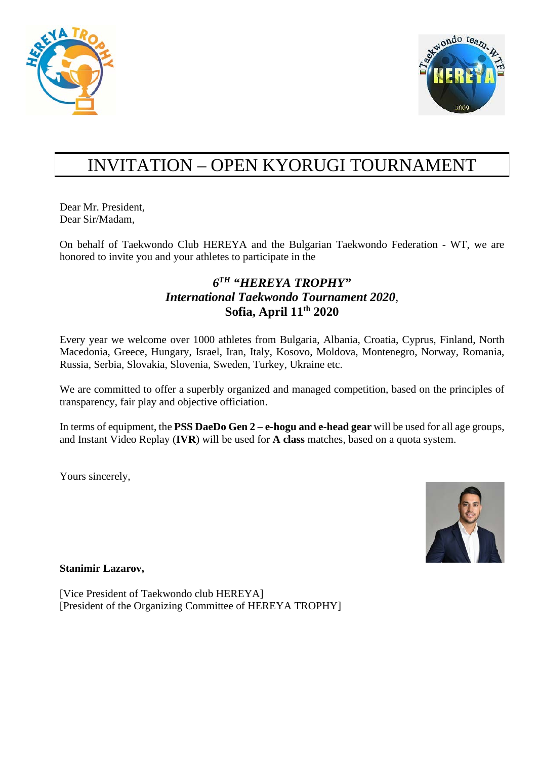# INVITATION – OPEN KYORUGI TOURNAMENT

Dear Mr. President,
Dear Sir/Madam,

On behalf of Taekwondo Club HEREYA and the Bulgarian Taekwondo Federation - WT, we are honored to invite you and your athletes to participate in the

***6TH "HEREYA TROPHY"***
***International Taekwondo Tournament 2020*****,**
**Sofia, April 11th 2020**

Every year we welcome over 1000 athletes from Bulgaria, Albania, Croatia, Cyprus, Finland, North Macedonia, Greece, Hungary, Israel, Iran, Italy, Kosovo, Moldova, Montenegro, Norway, Romania, Russia, Serbia, Slovakia, Slovenia, Sweden, Turkey, Ukraine etc.

We are committed to offer a superbly organized and managed competition, based on the principles of transparency, fair play and objective officiation.

In terms of equipment, the **PSS DaeDo Gen 2 – e-hogu and e-head gear** will be used for all age groups, and Instant Video Replay (**IVR**) will be used for **A class** matches, based on a quota system.

Yours sincerely,

**Stanimir Lazarov,**

[Vice President of Taekwondo club HEREYA]
[President of the Organizing Committee of HEREYA TROPHY]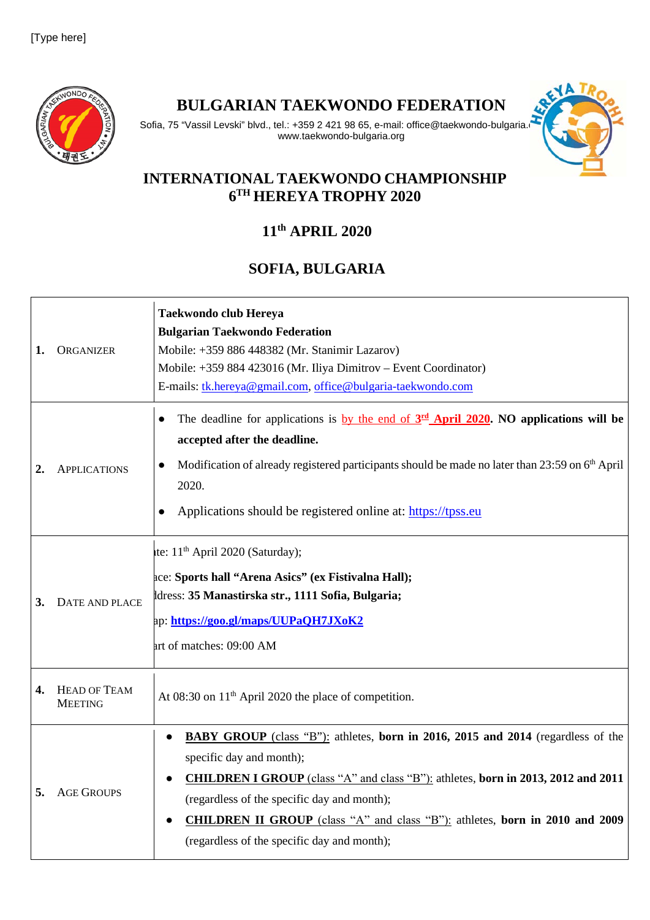[Type here]

# BULGARIAN TAEKWONDO FEDERATION

Sofia, 75 "Vassil Levski" blvd., tel.: +359 2 421 98 65, e-mail: office@taekwondo-bulgaria.
www.taekwondo-bulgaria.org

## INTERNATIONAL TAEKWONDO CHAMPIONSHIP
## 6TH HEREYA TROPHY 2020

## 11th APRIL 2020

## SOFIA, BULGARIA

| | | |
|---|---|---|
| **1.** | ORGANIZER | **Taekwondo club Hereya**<br>**Bulgarian Taekwondo Federation**<br>Mobile: +359 886 448382 (Mr. Stanimir Lazarov)<br>Mobile: +359 884 423016 (Mr. Iliya Dimitrov – Event Coordinator)<br>E-mails: tk.hereya@gmail.com, office@bulgaria-taekwondo.com |
| **2.** | APPLICATIONS | • The deadline for applications is by the end of **3rd April 2020**. **NO applications will be accepted after the deadline.**<br>• Modification of already registered participants should be made no later than 23:59 on 6th April 2020.<br>• Applications should be registered online at: https://tpss.eu |
| **3.** | DATE AND PLACE | te: 11th April 2020 (Saturday);<br>ace: **Sports hall "Arena Asics" (ex Fistivalna Hall);**<br>ldress: **35 Manastirska str., 1111 Sofia, Bulgaria;**<br>ap: **https://goo.gl/maps/UUPaQH7JXoK2**<br>art of matches: 09:00 AM |
| **4.** | HEAD OF TEAM MEETING | At 08:30 on 11th April 2020 the place of competition. |
| **5.** | AGE GROUPS | • **BABY GROUP** (class "B"): athletes, **born in 2016, 2015 and 2014** (regardless of the specific day and month);<br>• **CHILDREN I GROUP** (class "A" and class "B"): athletes, **born in 2013, 2012 and 2011** (regardless of the specific day and month);<br>• **CHILDREN II GROUP** (class "A" and class "B"): athletes, **born in 2010 and 2009** (regardless of the specific day and month); |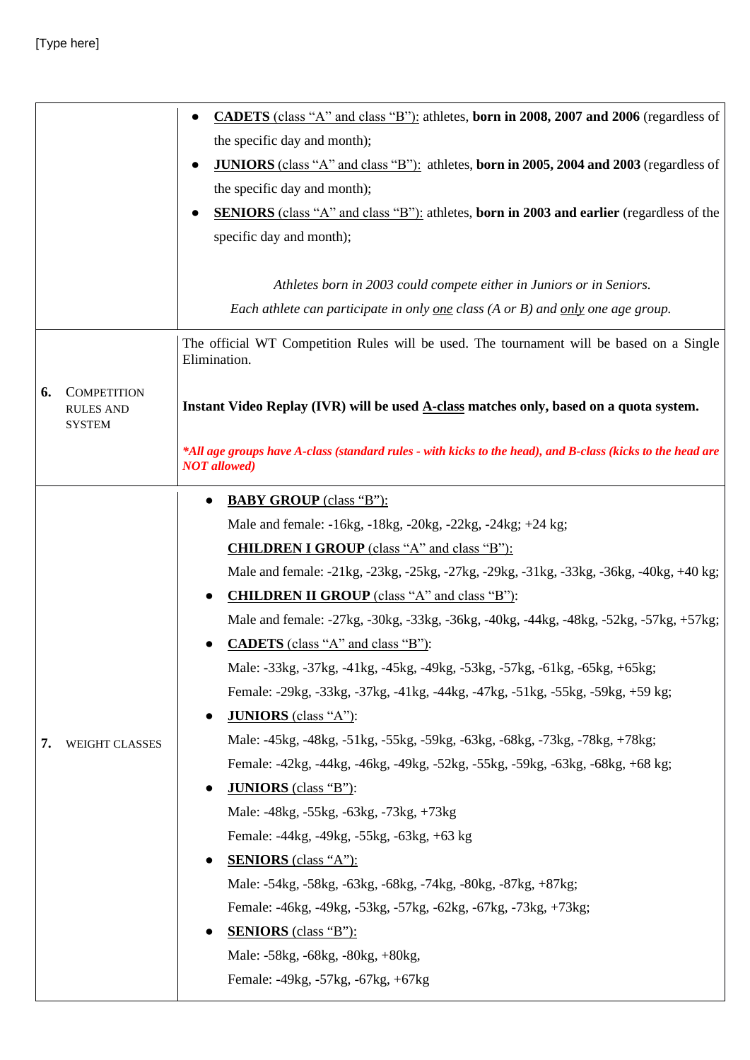| | |
|---|---|
| | • <u>**CADETS** (class "A" and class "B"):</u> athletes, **born in 2008, 2007 and 2006** (regardless of the specific day and month);<br>• <u>**JUNIORS** (class "A" and class "B"):</u> athletes, **born in 2005, 2004 and 2003** (regardless of the specific day and month);<br>• <u>**SENIORS** (class "A" and class "B"):</u> athletes, **born in 2003 and earlier** (regardless of the specific day and month);<br><br>*Athletes born in 2003 could compete either in Juniors or in Seniors.*<br>*Each athlete can participate in only <u>one</u> class (A or B) and <u>only</u> one age group.* |
| **6.** COMPETITION RULES AND SYSTEM | The official WT Competition Rules will be used. The tournament will be based on a Single Elimination.<br><br>**Instant Video Replay (IVR) will be used <u>A-class</u> matches only, based on a quota system.**<br><br>***All age groups have A-class (standard rules - with kicks to the head), and B-class (kicks to the head are NOT allowed)*** |
| **7.** WEIGHT CLASSES | • <u>**BABY GROUP** (class "B"):</u><br>Male and female: -16kg, -18kg, -20kg, -22kg, -24kg; +24 kg;<br><u>**CHILDREN I GROUP** (class "A" and class "B"):</u><br>Male and female: -21kg, -23kg, -25kg, -27kg, -29kg, -31kg, -33kg, -36kg, -40kg, +40 kg;<br>• <u>**CHILDREN II GROUP** (class "A" and class "B")</u>:<br>Male and female: -27kg, -30kg, -33kg, -36kg, -40kg, -44kg, -48kg, -52kg, -57kg, +57kg;<br>• <u>**CADETS** (class "A" and class "B")</u>:<br>Male: -33kg, -37kg, -41kg, -45kg, -49kg, -53kg, -57kg, -61kg, -65kg, +65kg;<br>Female: -29kg, -33kg, -37kg, -41kg, -44kg, -47kg, -51kg, -55kg, -59kg, +59 kg;<br>• <u>**JUNIORS** (class "A")</u>:<br>Male: -45kg, -48kg, -51kg, -55kg, -59kg, -63kg, -68kg, -73kg, -78kg, +78kg;<br>Female: -42kg, -44kg, -46kg, -49kg, -52kg, -55kg, -59kg, -63kg, -68kg, +68 kg;<br>• <u>**JUNIORS** (class "B")</u>:<br>Male: -48kg, -55kg, -63kg, -73kg, +73kg<br>Female: -44kg, -49kg, -55kg, -63kg, +63 kg<br>• <u>**SENIORS** (class "A"):</u><br>Male: -54kg, -58kg, -63kg, -68kg, -74kg, -80kg, -87kg, +87kg;<br>Female: -46kg, -49kg, -53kg, -57kg, -62kg, -67kg, -73kg, +73kg;<br>• <u>**SENIORS** (class "B"):</u><br>Male: -58kg, -68kg, -80kg, +80kg,<br>Female: -49kg, -57kg, -67kg, +67kg |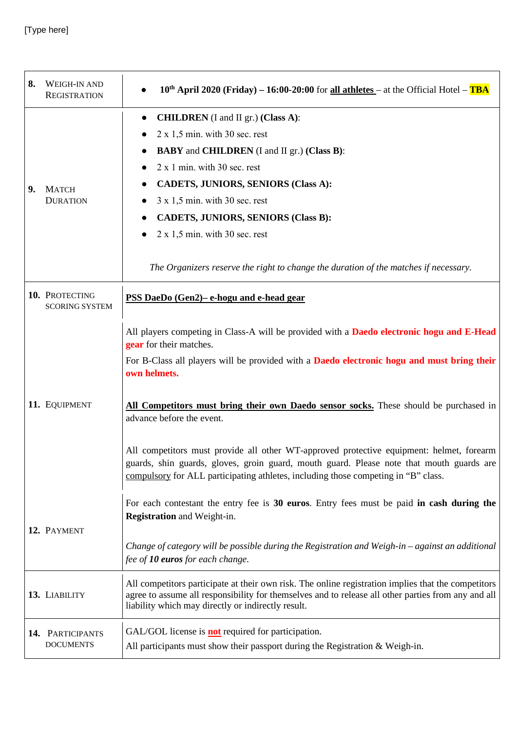[Type here]

| | |
|---|---|
| **8.** Weigh-in and Registration | • **10th April 2020 (Friday) – 16:00-20:00** for **all athletes** – at the Official Hotel – **TBA** |
| **9.** Match Duration | • **CHILDREN** (I and II gr.) **(Class A)**:<br>• 2 x 1,5 min. with 30 sec. rest<br>• **BABY** and **CHILDREN** (I and II gr.) **(Class B)**:<br>• 2 x 1 min. with 30 sec. rest<br>• **CADETS, JUNIORS, SENIORS (Class A):**<br>• 3 x 1,5 min. with 30 sec. rest<br>• **CADETS, JUNIORS, SENIORS (Class B):**<br>• 2 x 1,5 min. with 30 sec. rest<br><br>*The Organizers reserve the right to change the duration of the matches if necessary.* |
| **10.** Protecting Scoring System | **PSS DaeDo (Gen2)– e-hogu and e-head gear** |
| **11.** Equipment | All players competing in Class-A will be provided with a **Daedo electronic hogu and E-Head gear** for their matches.<br>For B-Class all players will be provided with a **Daedo electronic hogu and must bring their own helmets.**<br><br>**All Competitors must bring their own Daedo sensor socks.** These should be purchased in advance before the event.<br><br>All competitors must provide all other WT-approved protective equipment: helmet, forearm guards, shin guards, gloves, groin guard, mouth guard. Please note that mouth guards are compulsory for ALL participating athletes, including those competing in "B" class. |
| **12.** Payment | For each contestant the entry fee is **30 euros**. Entry fees must be paid **in cash during the Registration** and Weight-in.<br><br>*Change of category will be possible during the Registration and Weigh-in – against an additional fee of **10 euros** for each change.* |
| **13.** Liability | All competitors participate at their own risk. The online registration implies that the competitors agree to assume all responsibility for themselves and to release all other parties from any and all liability which may directly or indirectly result. |
| **14.** Participants Documents | GAL/GOL license is **not** required for participation.<br>All participants must show their passport during the Registration & Weigh-in. |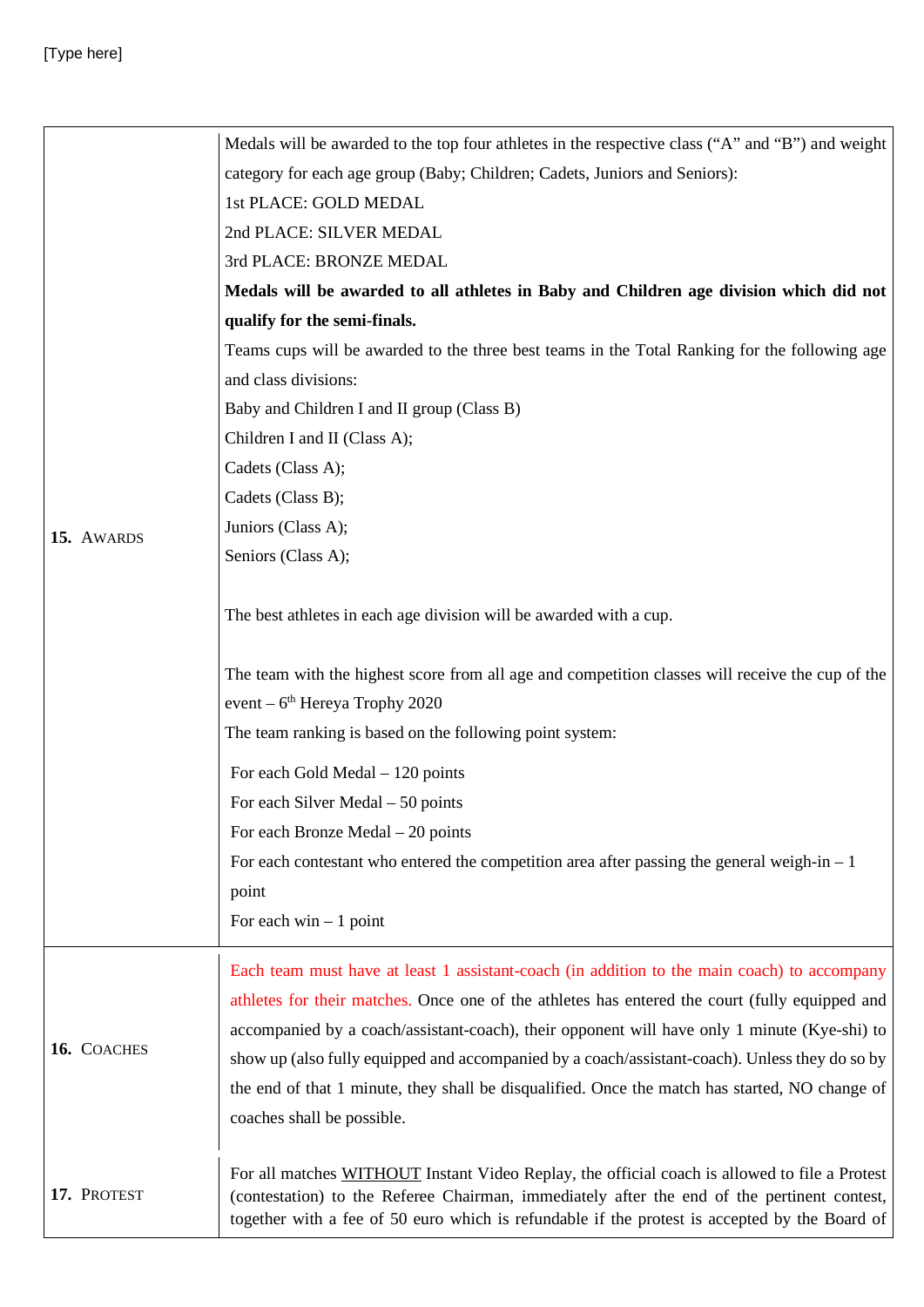| | |
|---|---|
| **15.** AWARDS | Medals will be awarded to the top four athletes in the respective class ("A" and "B") and weight category for each age group (Baby; Children; Cadets, Juniors and Seniors):<br>1st PLACE: GOLD MEDAL<br>2nd PLACE: SILVER MEDAL<br>3rd PLACE: BRONZE MEDAL<br>**Medals will be awarded to all athletes in Baby and Children age division which did not qualify for the semi-finals.**<br>Teams cups will be awarded to the three best teams in the Total Ranking for the following age and class divisions:<br>Baby and Children I and II group (Class B)<br>Children I and II (Class A);<br>Cadets (Class A);<br>Cadets (Class B);<br>Juniors (Class A);<br>Seniors (Class A);<br><br>The best athletes in each age division will be awarded with a cup.<br><br>The team with the highest score from all age and competition classes will receive the cup of the event – 6th Hereya Trophy 2020<br>The team ranking is based on the following point system:<br>For each Gold Medal – 120 points<br>For each Silver Medal – 50 points<br>For each Bronze Medal – 20 points<br>For each contestant who entered the competition area after passing the general weigh-in – 1 point<br>For each win – 1 point |
| **16.** COACHES | Each team must have at least 1 assistant-coach (in addition to the main coach) to accompany athletes for their matches. Once one of the athletes has entered the court (fully equipped and accompanied by a coach/assistant-coach), their opponent will have only 1 minute (Kye-shi) to show up (also fully equipped and accompanied by a coach/assistant-coach). Unless they do so by the end of that 1 minute, they shall be disqualified. Once the match has started, NO change of coaches shall be possible. |
| **17.** PROTEST | For all matches WITHOUT Instant Video Replay, the official coach is allowed to file a Protest (contestation) to the Referee Chairman, immediately after the end of the pertinent contest, together with a fee of 50 euro which is refundable if the protest is accepted by the Board of |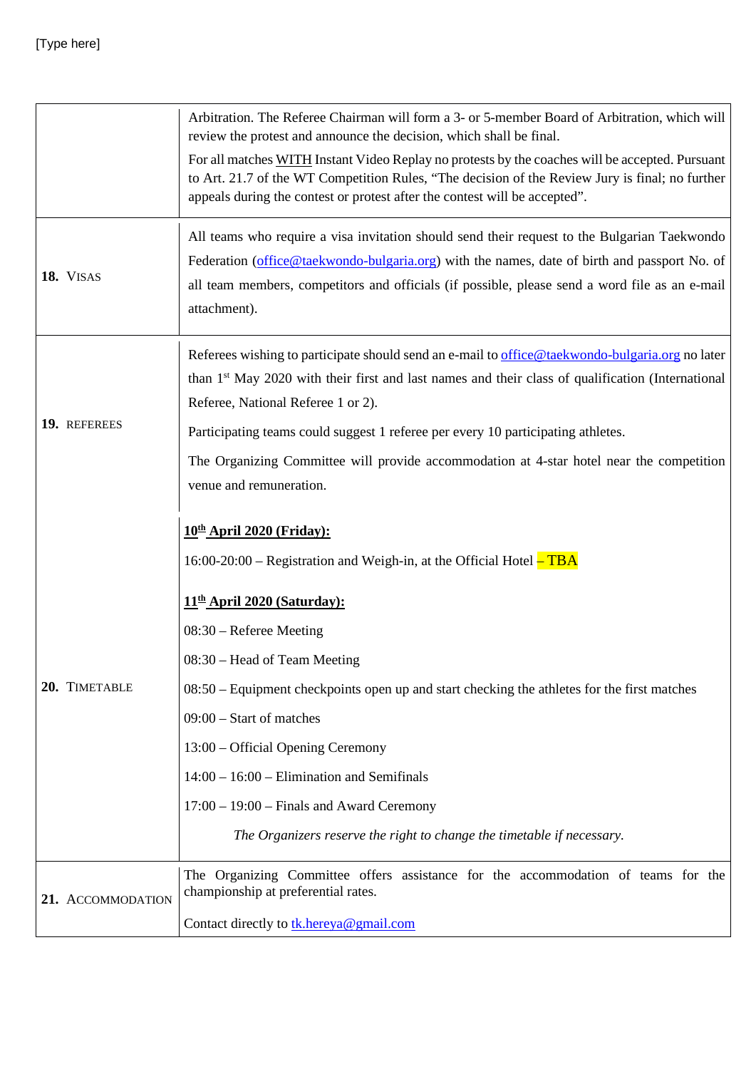| | |
|---|---|
| | Arbitration. The Referee Chairman will form a 3- or 5-member Board of Arbitration, which will review the protest and announce the decision, which shall be final.<br><br>For all matches WITH Instant Video Replay no protests by the coaches will be accepted. Pursuant to Art. 21.7 of the WT Competition Rules, "The decision of the Review Jury is final; no further appeals during the contest or protest after the contest will be accepted". |
| **18.** VISAS | All teams who require a visa invitation should send their request to the Bulgarian Taekwondo Federation (office@taekwondo-bulgaria.org) with the names, date of birth and passport No. of all team members, competitors and officials (if possible, please send a word file as an e-mail attachment). |
| **19.** REFEREES | Referees wishing to participate should send an e-mail to office@taekwondo-bulgaria.org no later than 1st May 2020 with their first and last names and their class of qualification (International Referee, National Referee 1 or 2).<br><br>Participating teams could suggest 1 referee per every 10 participating athletes.<br><br>The Organizing Committee will provide accommodation at 4-star hotel near the competition venue and remuneration. |
| **20.** TIMETABLE | **10th April 2020 (Friday):**<br><br>16:00-20:00 – Registration and Weigh-in, at the Official Hotel – TBA<br><br>**11th April 2020 (Saturday):**<br><br>08:30 – Referee Meeting<br><br>08:30 – Head of Team Meeting<br><br>08:50 – Equipment checkpoints open up and start checking the athletes for the first matches<br><br>09:00 – Start of matches<br><br>13:00 – Official Opening Ceremony<br><br>14:00 – 16:00 – Elimination and Semifinals<br><br>17:00 – 19:00 – Finals and Award Ceremony<br><br>*The Organizers reserve the right to change the timetable if necessary.* |
| **21.** ACCOMMODATION | The Organizing Committee offers assistance for the accommodation of teams for the championship at preferential rates.<br><br>Contact directly to tk.hereya@gmail.com |